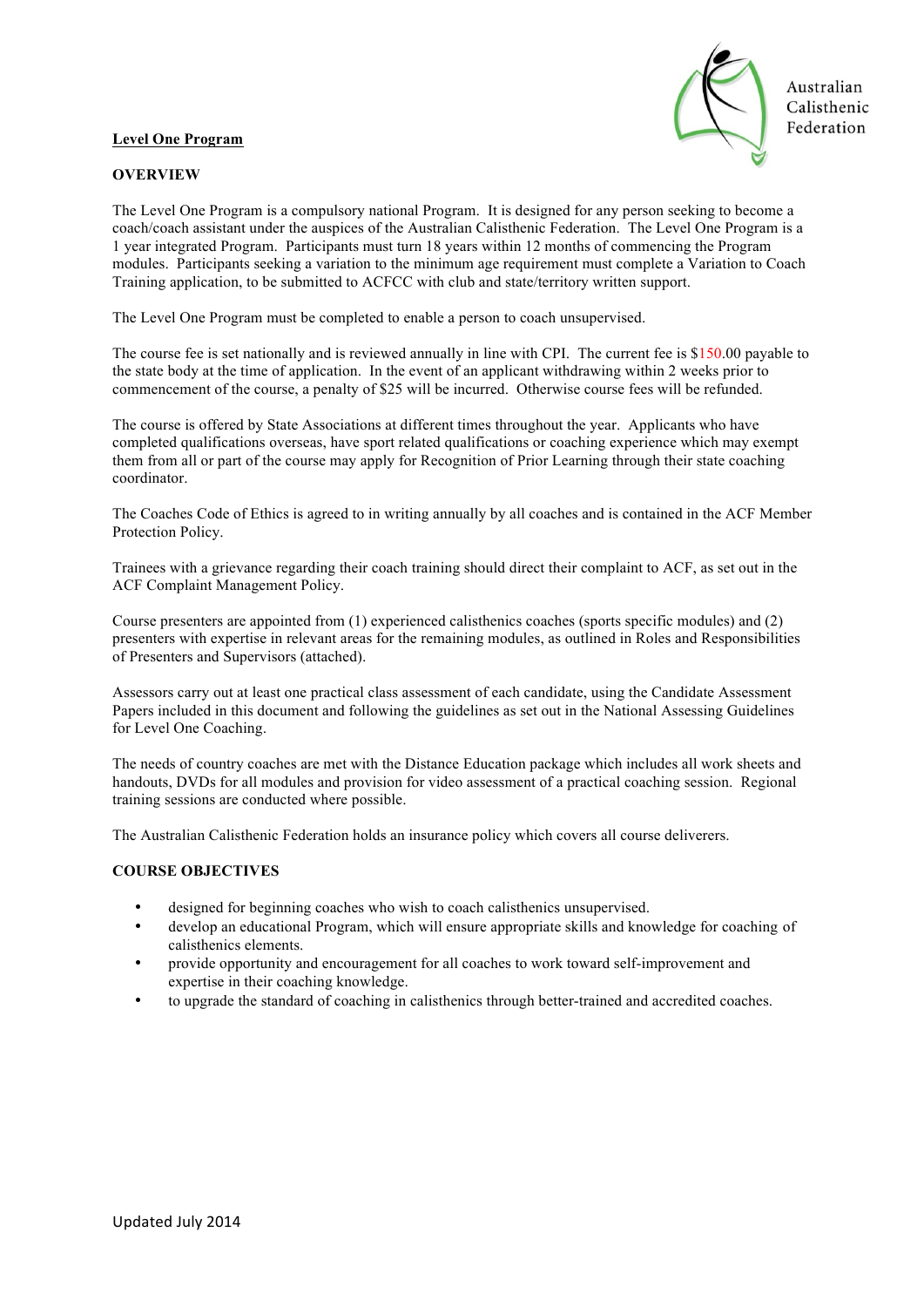Australian Calisthenic Federation

# Level One Program

## OVERVIEW

The Level One Program is a compulsory national Program. It is designed for any person seeking to become a coach/coach assistant under the auspices of the Australian Calisthenic Federation. The Level One Program is a 1 year integrated Program. Participants must turn 18 years within 12 months of commencing the Program modules. Participants seeking a variation to the minimum age requirement must complete a Variation to Coach Training application, to be submitted to ACFCC with club and state/territory written support.

The Level One Program must be completed to enable a person to coach unsupervised.

The course fee is set nationally and is reviewed annually in line with CPI. The current fee is $150.00 payable to the state body at the time of application. In the event of an applicant withdrawing within 2 weeks prior to commencement of the course, a penalty of $25 will be incurred. Otherwise course fees will be refunded.

The course is offered by State Associations at different times throughout the year. Applicants who have completed qualifications overseas, have sport related qualifications or coaching experience which may exempt them from all or part of the course may apply for Recognition of Prior Learning through their state coaching coordinator.

The Coaches Code of Ethics is agreed to in writing annually by all coaches and is contained in the ACF Member Protection Policy.

Trainees with a grievance regarding their coach training should direct their complaint to ACF, as set out in the ACF Complaint Management Policy.

Course presenters are appointed from (1) experienced calisthenics coaches (sports specific modules) and (2) presenters with expertise in relevant areas for the remaining modules, as outlined in Roles and Responsibilities of Presenters and Supervisors (attached).

Assessors carry out at least one practical class assessment of each candidate, using the Candidate Assessment Papers included in this document and following the guidelines as set out in the National Assessing Guidelines for Level One Coaching.

The needs of country coaches are met with the Distance Education package which includes all work sheets and handouts, DVDs for all modules and provision for video assessment of a practical coaching session. Regional training sessions are conducted where possible.

The Australian Calisthenic Federation holds an insurance policy which covers all course deliverers.

## COURSE OBJECTIVES

- designed for beginning coaches who wish to coach calisthenics unsupervised.
- develop an educational Program, which will ensure appropriate skills and knowledge for coaching of calisthenics elements.
- provide opportunity and encouragement for all coaches to work toward self-improvement and expertise in their coaching knowledge.
- to upgrade the standard of coaching in calisthenics through better-trained and accredited coaches.

Updated July 2014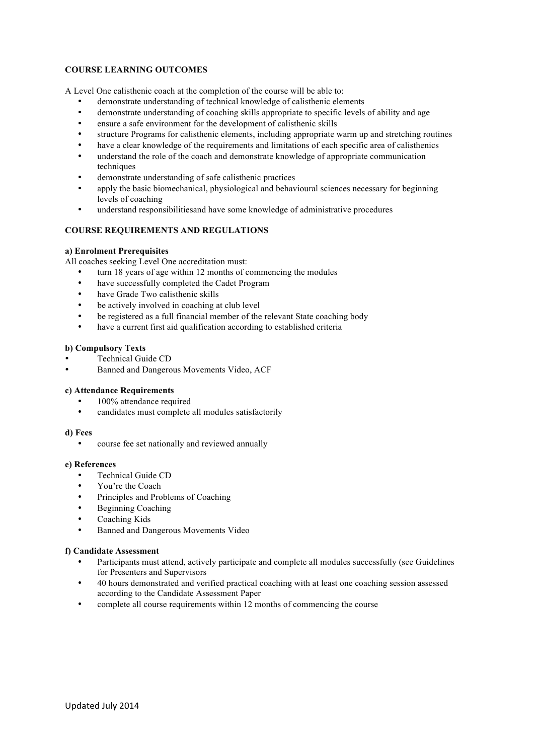**COURSE LEARNING OUTCOMES**

A Level One calisthenic coach at the completion of the course will be able to:

- demonstrate understanding of technical knowledge of calisthenic elements
- demonstrate understanding of coaching skills appropriate to specific levels of ability and age
- ensure a safe environment for the development of calisthenic skills
- structure Programs for calisthenic elements, including appropriate warm up and stretching routines
- have a clear knowledge of the requirements and limitations of each specific area of calisthenics
- understand the role of the coach and demonstrate knowledge of appropriate communication techniques
- demonstrate understanding of safe calisthenic practices
- apply the basic biomechanical, physiological and behavioural sciences necessary for beginning levels of coaching
- understand responsibilitiesand have some knowledge of administrative procedures

**COURSE REQUIREMENTS AND REGULATIONS**

**a) Enrolment Prerequisites**

All coaches seeking Level One accreditation must:

- turn 18 years of age within 12 months of commencing the modules
- have successfully completed the Cadet Program
- have Grade Two calisthenic skills
- be actively involved in coaching at club level
- be registered as a full financial member of the relevant State coaching body
- have a current first aid qualification according to established criteria

**b) Compulsory Texts**

- Technical Guide CD
- Banned and Dangerous Movements Video, ACF

**c) Attendance Requirements**

- 100% attendance required
- candidates must complete all modules satisfactorily

**d) Fees**

- course fee set nationally and reviewed annually

**e) References**

- Technical Guide CD
- You're the Coach
- Principles and Problems of Coaching
- Beginning Coaching
- Coaching Kids
- Banned and Dangerous Movements Video

**f) Candidate Assessment**

- Participants must attend, actively participate and complete all modules successfully (see Guidelines for Presenters and Supervisors
- 40 hours demonstrated and verified practical coaching with at least one coaching session assessed according to the Candidate Assessment Paper
- complete all course requirements within 12 months of commencing the course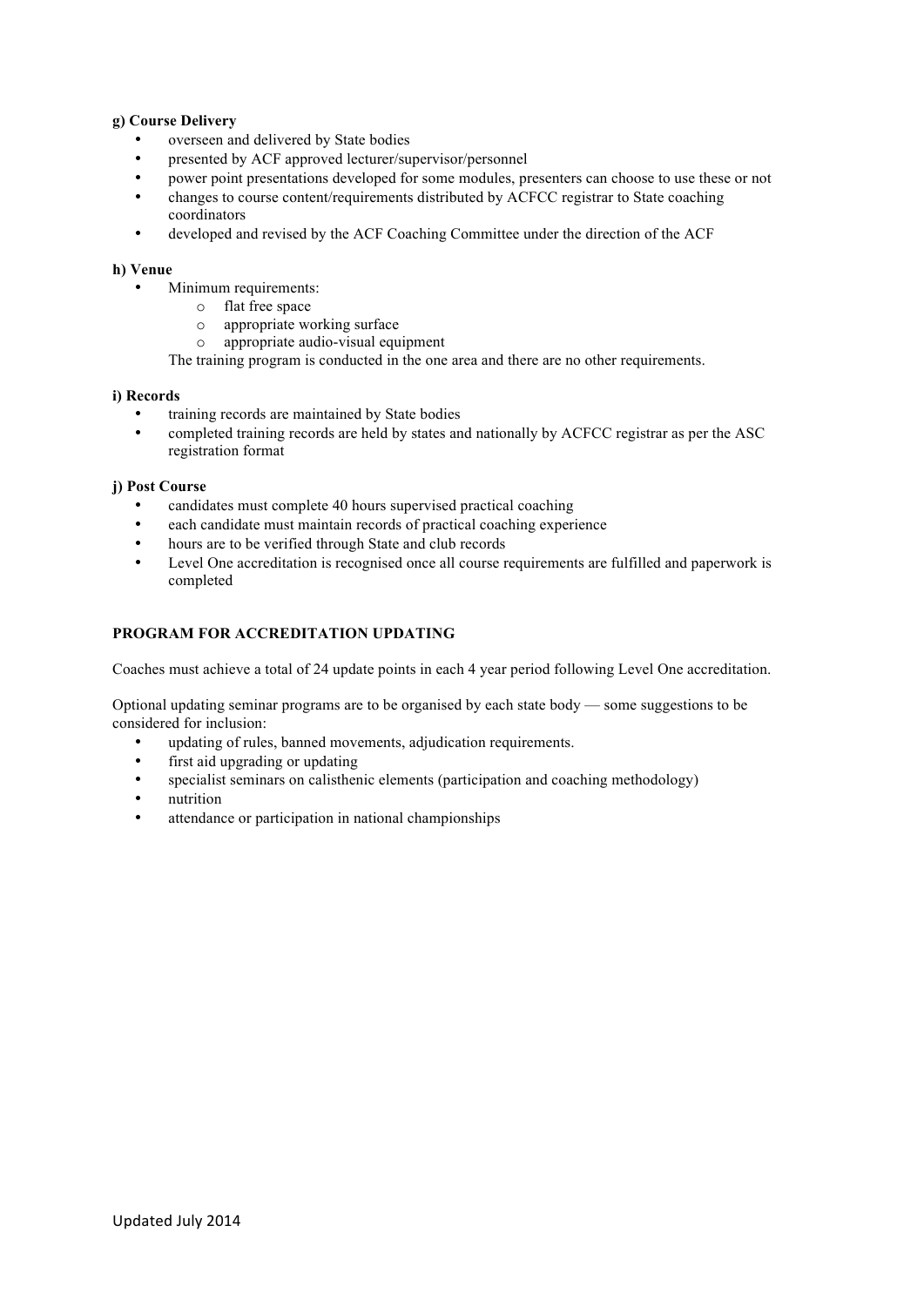**g) Course Delivery**

- overseen and delivered by State bodies
- presented by ACF approved lecturer/supervisor/personnel
- power point presentations developed for some modules, presenters can choose to use these or not
- changes to course content/requirements distributed by ACFCC registrar to State coaching coordinators
- developed and revised by the ACF Coaching Committee under the direction of the ACF

**h) Venue**

- Minimum requirements:
  - flat free space
  - appropriate working surface
  - appropriate audio-visual equipment

  The training program is conducted in the one area and there are no other requirements.

**i) Records**

- training records are maintained by State bodies
- completed training records are held by states and nationally by ACFCC registrar as per the ASC registration format

**j) Post Course**

- candidates must complete 40 hours supervised practical coaching
- each candidate must maintain records of practical coaching experience
- hours are to be verified through State and club records
- Level One accreditation is recognised once all course requirements are fulfilled and paperwork is completed

**PROGRAM FOR ACCREDITATION UPDATING**

Coaches must achieve a total of 24 update points in each 4 year period following Level One accreditation.

Optional updating seminar programs are to be organised by each state body — some suggestions to be considered for inclusion:

- updating of rules, banned movements, adjudication requirements.
- first aid upgrading or updating
- specialist seminars on calisthenic elements (participation and coaching methodology)
- nutrition
- attendance or participation in national championships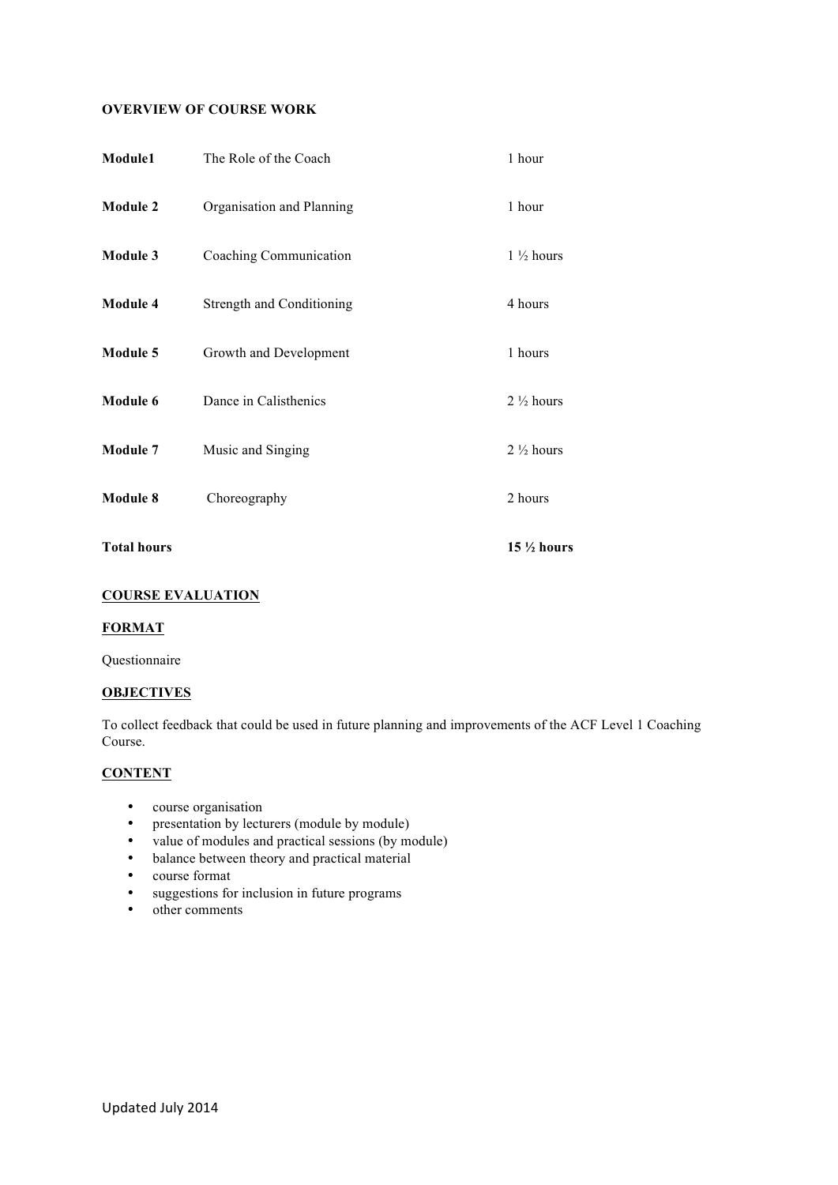**OVERVIEW OF COURSE WORK**

| | | |
|---|---|---|
| **Module1** | The Role of the Coach | 1 hour |
| **Module 2** | Organisation and Planning | 1 hour |
| **Module 3** | Coaching Communication | 1 ½ hours |
| **Module 4** | Strength and Conditioning | 4 hours |
| **Module 5** | Growth and Development | 1 hours |
| **Module 6** | Dance in Calisthenics | 2 ½ hours |
| **Module 7** | Music and Singing | 2 ½ hours |
| **Module 8** | Choreography | 2 hours |
| **Total hours** | | **15 ½ hours** |

**COURSE EVALUATION**

**FORMAT**

Questionnaire

**OBJECTIVES**

To collect feedback that could be used in future planning and improvements of the ACF Level 1 Coaching Course.

**CONTENT**

- course organisation
- presentation by lecturers (module by module)
- value of modules and practical sessions (by module)
- balance between theory and practical material
- course format
- suggestions for inclusion in future programs
- other comments

Updated July 2014